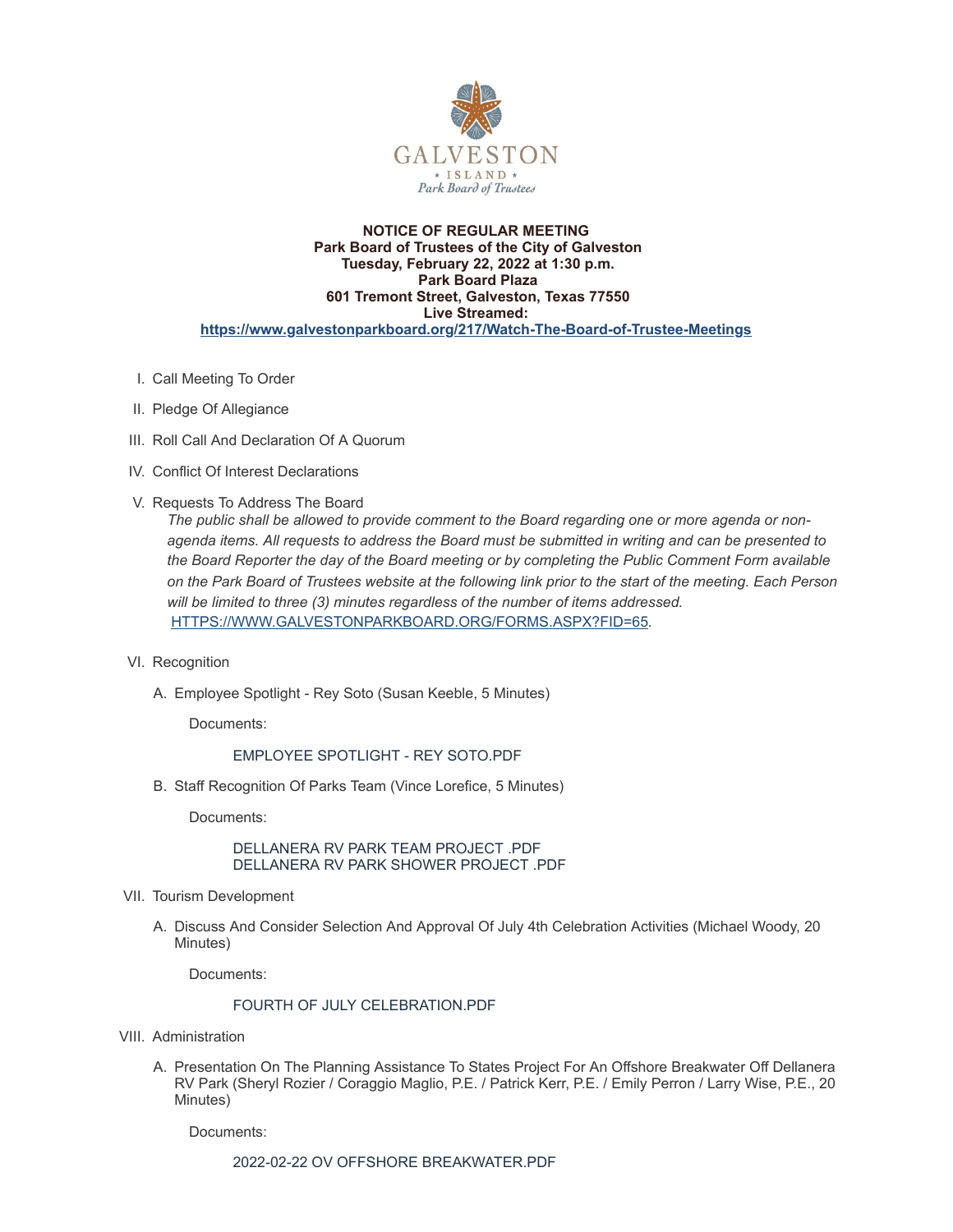GALVESTON

ISLAND

Park Board of Trustees

**NOTICE OF REGULAR MEETING**
**Park Board of Trustees of the City of Galveston**
**Tuesday, February 22, 2022 at 1:30 p.m.**
**Park Board Plaza**
**601 Tremont Street, Galveston, Texas 77550**
**Live Streamed:**
**https://www.galvestonparkboard.org/217/Watch-The-Board-of-Trustee-Meetings**

I. Call Meeting To Order

II. Pledge Of Allegiance

III. Roll Call And Declaration Of A Quorum

IV. Conflict Of Interest Declarations

V. Requests To Address The Board

*The public shall be allowed to provide comment to the Board regarding one or more agenda or non-agenda items. All requests to address the Board must be submitted in writing and can be presented to the Board Reporter the day of the Board meeting or by completing the Public Comment Form available on the Park Board of Trustees website at the following link prior to the start of the meeting. Each Person will be limited to three (3) minutes regardless of the number of items addressed.*
HTTPS://WWW.GALVESTONPARKBOARD.ORG/FORMS.ASPX?FID=65.

VI. Recognition

A. Employee Spotlight - Rey Soto (Susan Keeble, 5 Minutes)

Documents:

EMPLOYEE SPOTLIGHT - REY SOTO.PDF

B. Staff Recognition Of Parks Team (Vince Lorefice, 5 Minutes)

Documents:

DELLANERA RV PARK TEAM PROJECT .PDF
DELLANERA RV PARK SHOWER PROJECT .PDF

VII. Tourism Development

A. Discuss And Consider Selection And Approval Of July 4th Celebration Activities (Michael Woody, 20 Minutes)

Documents:

FOURTH OF JULY CELEBRATION.PDF

VIII. Administration

A. Presentation On The Planning Assistance To States Project For An Offshore Breakwater Off Dellanera RV Park (Sheryl Rozier / Coraggio Maglio, P.E. / Patrick Kerr, P.E. / Emily Perron / Larry Wise, P.E., 20 Minutes)

Documents:

2022-02-22 OV OFFSHORE BREAKWATER.PDF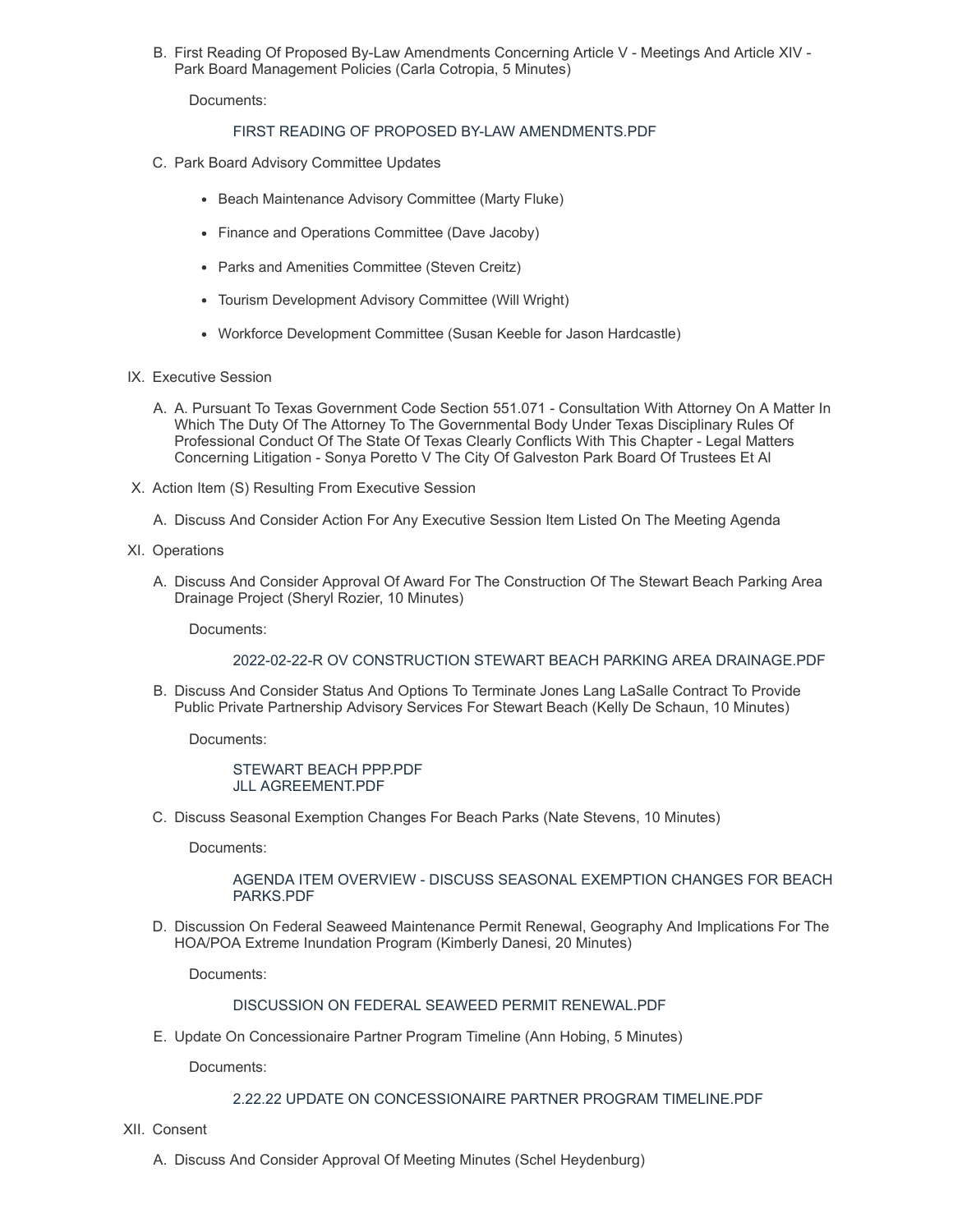B. First Reading Of Proposed By-Law Amendments Concerning Article V - Meetings And Article XIV - Park Board Management Policies (Carla Cotropia, 5 Minutes)

Documents:

FIRST READING OF PROPOSED BY-LAW AMENDMENTS.PDF

C. Park Board Advisory Committee Updates

- Beach Maintenance Advisory Committee (Marty Fluke)
- Finance and Operations Committee (Dave Jacoby)
- Parks and Amenities Committee (Steven Creitz)
- Tourism Development Advisory Committee (Will Wright)
- Workforce Development Committee (Susan Keeble for Jason Hardcastle)

IX. Executive Session

A. A. Pursuant To Texas Government Code Section 551.071 - Consultation With Attorney On A Matter In Which The Duty Of The Attorney To The Governmental Body Under Texas Disciplinary Rules Of Professional Conduct Of The State Of Texas Clearly Conflicts With This Chapter - Legal Matters Concerning Litigation - Sonya Poretto V The City Of Galveston Park Board Of Trustees Et Al

X. Action Item (S) Resulting From Executive Session

A. Discuss And Consider Action For Any Executive Session Item Listed On The Meeting Agenda

XI. Operations

A. Discuss And Consider Approval Of Award For The Construction Of The Stewart Beach Parking Area Drainage Project (Sheryl Rozier, 10 Minutes)

Documents:

2022-02-22-R OV CONSTRUCTION STEWART BEACH PARKING AREA DRAINAGE.PDF

B. Discuss And Consider Status And Options To Terminate Jones Lang LaSalle Contract To Provide Public Private Partnership Advisory Services For Stewart Beach (Kelly De Schaun, 10 Minutes)

Documents:

STEWART BEACH PPP.PDF
JLL AGREEMENT.PDF

C. Discuss Seasonal Exemption Changes For Beach Parks (Nate Stevens, 10 Minutes)

Documents:

AGENDA ITEM OVERVIEW - DISCUSS SEASONAL EXEMPTION CHANGES FOR BEACH PARKS.PDF

D. Discussion On Federal Seaweed Maintenance Permit Renewal, Geography And Implications For The HOA/POA Extreme Inundation Program (Kimberly Danesi, 20 Minutes)

Documents:

DISCUSSION ON FEDERAL SEAWEED PERMIT RENEWAL.PDF

E. Update On Concessionaire Partner Program Timeline (Ann Hobing, 5 Minutes)

Documents:

2.22.22 UPDATE ON CONCESSIONAIRE PARTNER PROGRAM TIMELINE.PDF

XII. Consent

A. Discuss And Consider Approval Of Meeting Minutes (Schel Heydenburg)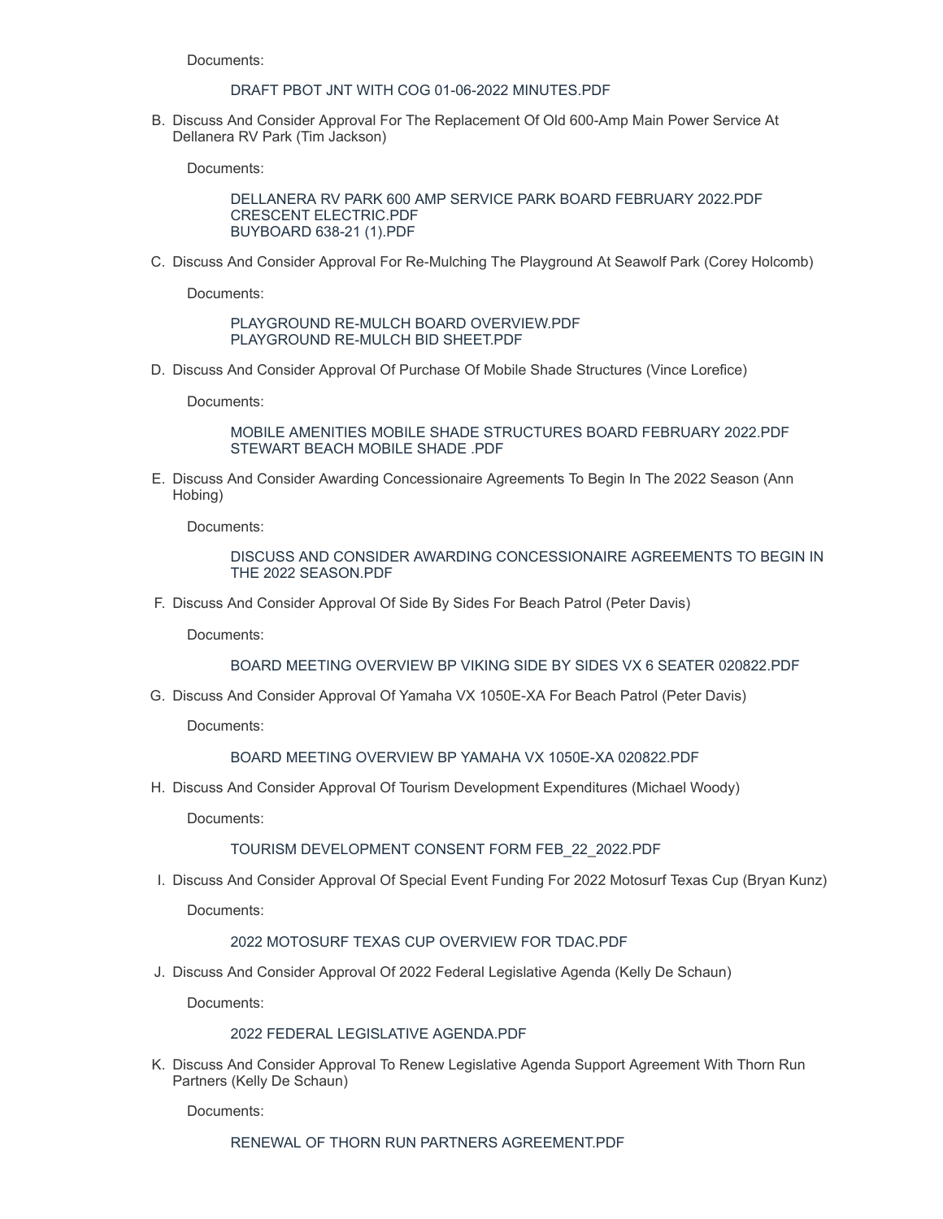Documents:

DRAFT PBOT JNT WITH COG 01-06-2022 MINUTES.PDF

B. Discuss And Consider Approval For The Replacement Of Old 600-Amp Main Power Service At Dellanera RV Park (Tim Jackson)

Documents:

DELLANERA RV PARK 600 AMP SERVICE PARK BOARD FEBRUARY 2022.PDF
CRESCENT ELECTRIC.PDF
BUYBOARD 638-21 (1).PDF

C. Discuss And Consider Approval For Re-Mulching The Playground At Seawolf Park (Corey Holcomb)

Documents:

PLAYGROUND RE-MULCH BOARD OVERVIEW.PDF
PLAYGROUND RE-MULCH BID SHEET.PDF

D. Discuss And Consider Approval Of Purchase Of Mobile Shade Structures (Vince Lorefice)

Documents:

MOBILE AMENITIES MOBILE SHADE STRUCTURES BOARD FEBRUARY 2022.PDF
STEWART BEACH MOBILE SHADE .PDF

E. Discuss And Consider Awarding Concessionaire Agreements To Begin In The 2022 Season (Ann Hobing)

Documents:

DISCUSS AND CONSIDER AWARDING CONCESSIONAIRE AGREEMENTS TO BEGIN IN THE 2022 SEASON.PDF

F. Discuss And Consider Approval Of Side By Sides For Beach Patrol (Peter Davis)

Documents:

BOARD MEETING OVERVIEW BP VIKING SIDE BY SIDES VX 6 SEATER 020822.PDF

G. Discuss And Consider Approval Of Yamaha VX 1050E-XA For Beach Patrol (Peter Davis)

Documents:

BOARD MEETING OVERVIEW BP YAMAHA VX 1050E-XA 020822.PDF

H. Discuss And Consider Approval Of Tourism Development Expenditures (Michael Woody)

Documents:

TOURISM DEVELOPMENT CONSENT FORM FEB_22_2022.PDF

I. Discuss And Consider Approval Of Special Event Funding For 2022 Motosurf Texas Cup (Bryan Kunz)

Documents:

2022 MOTOSURF TEXAS CUP OVERVIEW FOR TDAC.PDF

J. Discuss And Consider Approval Of 2022 Federal Legislative Agenda (Kelly De Schaun)

Documents:

2022 FEDERAL LEGISLATIVE AGENDA.PDF

K. Discuss And Consider Approval To Renew Legislative Agenda Support Agreement With Thorn Run Partners (Kelly De Schaun)

Documents:

RENEWAL OF THORN RUN PARTNERS AGREEMENT.PDF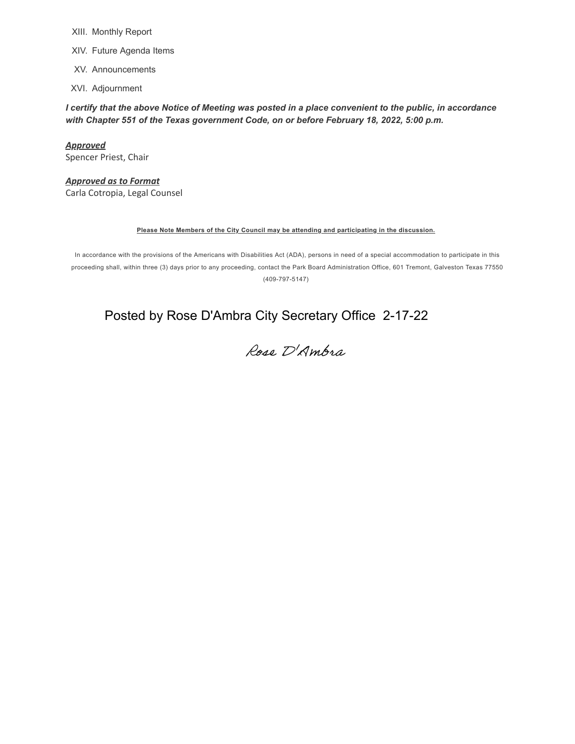XIII. Monthly Report

XIV. Future Agenda Items

XV. Announcements

XVI. Adjournment

***I certify that the above Notice of Meeting was posted in a place convenient to the public, in accordance with Chapter 551 of the Texas government Code, on or before February 18, 2022, 5:00 p.m.***

***Approved***
Spencer Priest, Chair

***Approved as to Format***
Carla Cotropia, Legal Counsel

**Please Note Members of the City Council may be attending and participating in the discussion.**

In accordance with the provisions of the Americans with Disabilities Act (ADA), persons in need of a special accommodation to participate in this proceeding shall, within three (3) days prior to any proceeding, contact the Park Board Administration Office, 601 Tremont, Galveston Texas 77550 (409-797-5147)

Posted by Rose D'Ambra City Secretary Office 2-17-22

Rose D'Ambra